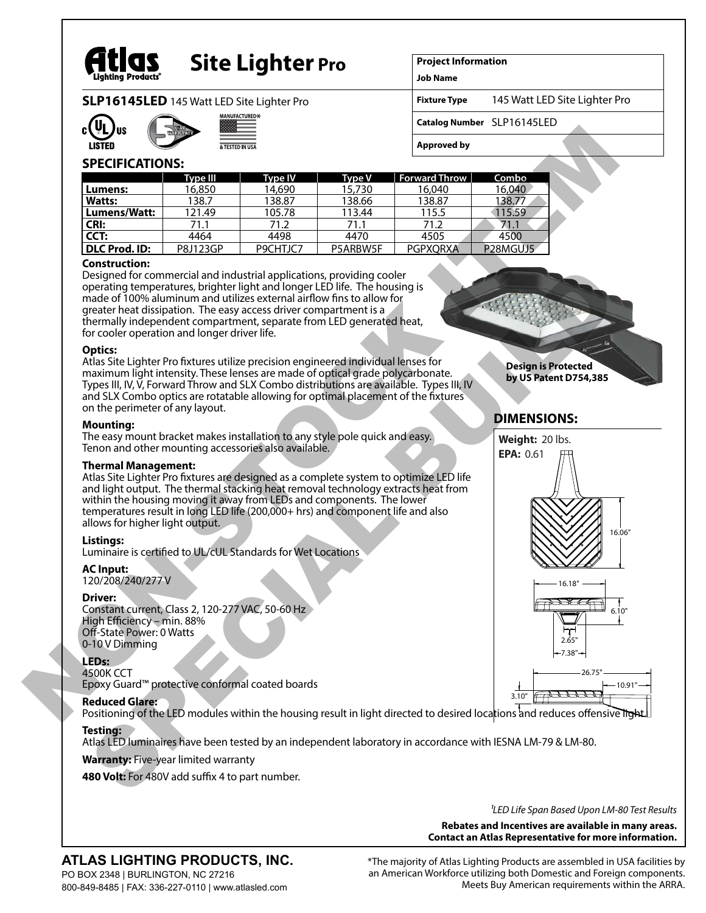# Site Lighter Pro

**SLP16145LED** 145 Watt LED Site Lighter Pro

c UL US LISTED | 5 YEAR WARRANTY | MANUFACTURED* & TESTED IN USA

| Project Information | |
|---|---|
| Job Name | |
| Fixture Type | 145 Watt LED Site Lighter Pro |
| Catalog Number | SLP16145LED |
| Approved by | |

## SPECIFICATIONS:

| | Type III | Type IV | Type V | Forward Throw | Combo |
|---|---|---|---|---|---|
| **Lumens:** | 16,850 | 14,690 | 15,730 | 16,040 | 16,040 |
| **Watts:** | 138.7 | 138.87 | 138.66 | 138.87 | 138.77 |
| **Lumens/Watt:** | 121.49 | 105.78 | 113.44 | 115.5 | 115.59 |
| **CRI:** | 71.1 | 71.2 | 71.1 | 71.2 | 71.1 |
| **CCT:** | 4464 | 4498 | 4470 | 4505 | 4500 |
| **DLC Prod. ID:** | P8J123GP | P9CHTJC7 | P5ARBW5F | PGPXQRXA | P28MGUJ5 |

**Construction:**
Designed for commercial and industrial applications, providing cooler operating temperatures, brighter light and longer LED life. The housing is made of 100% aluminum and utilizes external airflow fins to allow for greater heat dissipation. The easy access driver compartment is a thermally independent compartment, separate from LED generated heat, for cooler operation and longer driver life.

**Design is Protected by US Patent D754,385**

**Optics:**
Atlas Site Lighter Pro fixtures utilize precision engineered individual lenses for maximum light intensity. These lenses are made of optical grade polycarbonate. Types III, IV, V, Forward Throw and SLX Combo distributions are available. Types III, IV and SLX Combo optics are rotatable allowing for optimal placement of the fixtures on the perimeter of any layout.

**Mounting:**
The easy mount bracket makes installation to any style pole quick and easy. Tenon and other mounting accessories also available.

**Thermal Management:**
Atlas Site Lighter Pro fixtures are designed as a complete system to optimize LED life and light output. The thermal stacking heat removal technology extracts heat from within the housing moving it away from LEDs and components. The lower temperatures result in long LED life (200,000+ hrs) and component life and also allows for higher light output.

**Listings:**
Luminaire is certified to UL/cUL Standards for Wet Locations

**AC Input:**
120/208/240/277 V

**Driver:**
Constant current, Class 2, 120-277 VAC, 50-60 Hz
High Efficiency – min. 88%
Off-State Power: 0 Watts
0-10 V Dimming

**LEDs:**
4500K CCT
Epoxy Guard™ protective conformal coated boards

**Reduced Glare:**
Positioning of the LED modules within the housing result in light directed to desired locations and reduces offensive light.

**Testing:**
Atlas LED luminaires have been tested by an independent laboratory in accordance with IESNA LM-79 & LM-80.

**Warranty:** Five-year limited warranty

**480 Volt:** For 480V add suffix 4 to part number.

## DIMENSIONS:

**Weight:** 20 lbs.
**EPA:** 0.61

16.06" | 16.18" | 6.10" | 2.65" | 7.38" | 26.75" | 10.91" | 3.10"

NON-STOCK ITEM SPECIAL BUILD

*[1]LED Life Span Based Upon LM-80 Test Results*

**Rebates and Incentives are available in many areas. Contact an Atlas Representative for more information.**

**ATLAS LIGHTING PRODUCTS, INC.**
PO BOX 2348 | BURLINGTON, NC 27216
800-849-8485 | FAX: 336-227-0110 | www.atlasled.com

*The majority of Atlas Lighting Products are assembled in USA facilities by an American Workforce utilizing both Domestic and Foreign components. Meets Buy American requirements within the ARRA.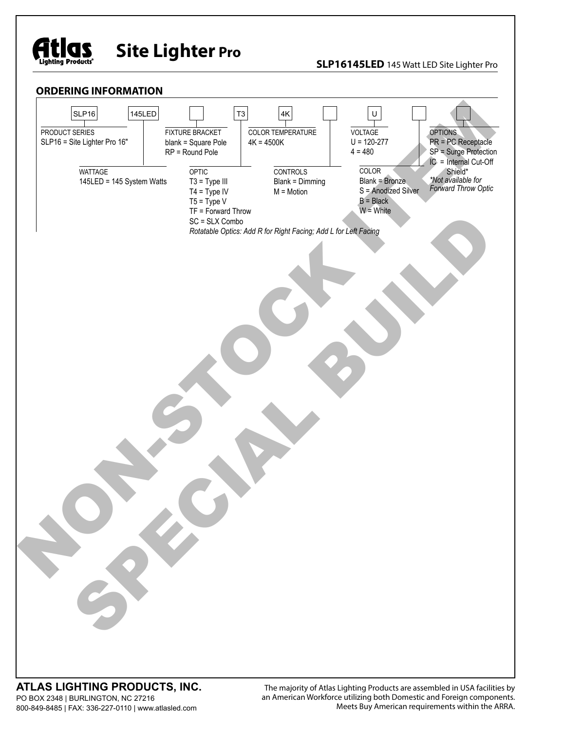# Atlas Lighting Products® Site Lighter Pro

**SLP16145LED** 145 Watt LED Site Lighter Pro

## ORDERING INFORMATION

SLP16 | 145LED | ☐ | T3 | 4K | ☐ | U | ☐ | ☐

**PRODUCT SERIES**
SLP16 = Site Lighter Pro 16"

**WATTAGE**
145LED = 145 System Watts

**FIXTURE BRACKET**
blank = Square Pole
RP = Round Pole

**OPTIC**
T3 = Type III
T4 = Type IV
T5 = Type V
TF = Forward Throw
SC = SLX Combo
*Rotatable Optics: Add R for Right Facing; Add L for Left Facing*

**COLOR TEMPERATURE**
4K = 4500K

**CONTROLS**
Blank = Dimming
M = Motion

**VOLTAGE**
U = 120-277
4 = 480

**COLOR**
Blank = Bronze
S = Anodized Silver
B = Black
W = White

**OPTIONS**
PR = PC Receptacle
SP = Surge Protection
IC = Internal Cut-Off Shield*
*\*Not available for Forward Throw Optic*

NON-STOCK ITEM
SPECIAL BUILD

**ATLAS LIGHTING PRODUCTS, INC.**
PO BOX 2348 | BURLINGTON, NC 27216
800-849-8485 | FAX: 336-227-0110 | www.atlasled.com

The majority of Atlas Lighting Products are assembled in USA facilities by an American Workforce utilizing both Domestic and Foreign components. Meets Buy American requirements within the ARRA.